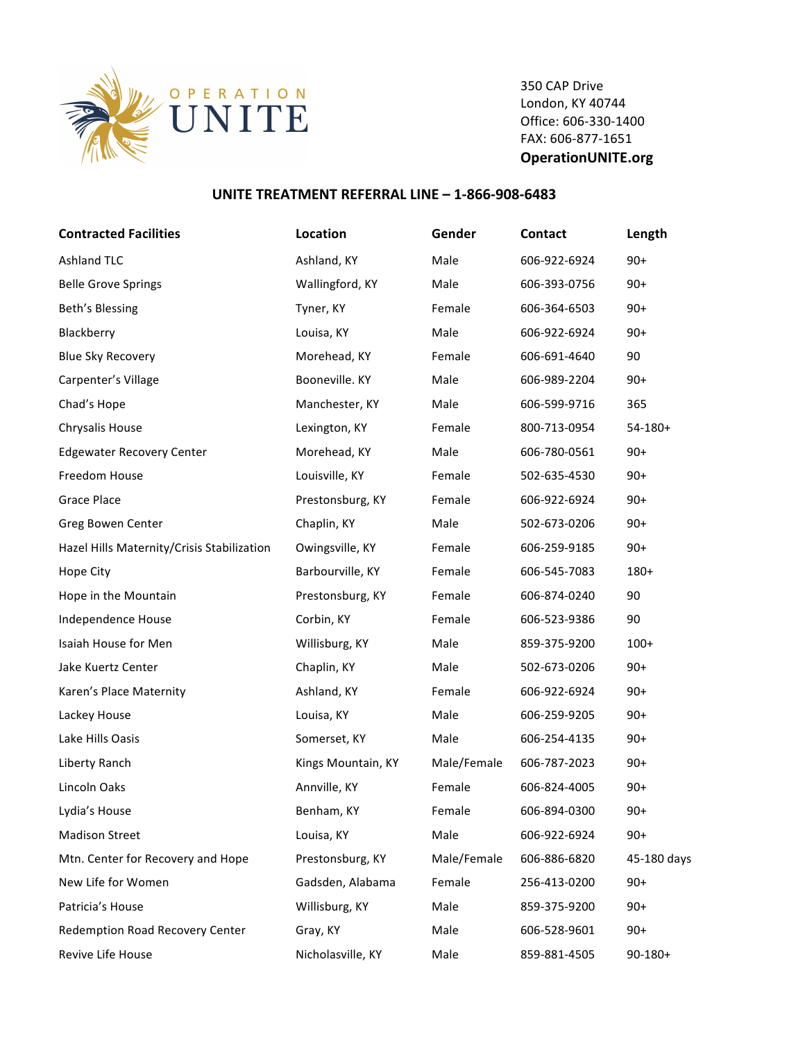OPERATION UNITE

350 CAP Drive
London, KY 40744
Office: 606-330-1400
FAX: 606-877-1651
**OperationUNITE.org**

## UNITE TREATMENT REFERRAL LINE – 1-866-908-6483

| Contracted Facilities | Location | Gender | Contact | Length |
|---|---|---|---|---|
| Ashland TLC | Ashland, KY | Male | 606-922-6924 | 90+ |
| Belle Grove Springs | Wallingford, KY | Male | 606-393-0756 | 90+ |
| Beth's Blessing | Tyner, KY | Female | 606-364-6503 | 90+ |
| Blackberry | Louisa, KY | Male | 606-922-6924 | 90+ |
| Blue Sky Recovery | Morehead, KY | Female | 606-691-4640 | 90 |
| Carpenter's Village | Booneville. KY | Male | 606-989-2204 | 90+ |
| Chad's Hope | Manchester, KY | Male | 606-599-9716 | 365 |
| Chrysalis House | Lexington, KY | Female | 800-713-0954 | 54-180+ |
| Edgewater Recovery Center | Morehead, KY | Male | 606-780-0561 | 90+ |
| Freedom House | Louisville, KY | Female | 502-635-4530 | 90+ |
| Grace Place | Prestonsburg, KY | Female | 606-922-6924 | 90+ |
| Greg Bowen Center | Chaplin, KY | Male | 502-673-0206 | 90+ |
| Hazel Hills Maternity/Crisis Stabilization | Owingsville, KY | Female | 606-259-9185 | 90+ |
| Hope City | Barbourville, KY | Female | 606-545-7083 | 180+ |
| Hope in the Mountain | Prestonsburg, KY | Female | 606-874-0240 | 90 |
| Independence House | Corbin, KY | Female | 606-523-9386 | 90 |
| Isaiah House for Men | Willisburg, KY | Male | 859-375-9200 | 100+ |
| Jake Kuertz Center | Chaplin, KY | Male | 502-673-0206 | 90+ |
| Karen's Place Maternity | Ashland, KY | Female | 606-922-6924 | 90+ |
| Lackey House | Louisa, KY | Male | 606-259-9205 | 90+ |
| Lake Hills Oasis | Somerset, KY | Male | 606-254-4135 | 90+ |
| Liberty Ranch | Kings Mountain, KY | Male/Female | 606-787-2023 | 90+ |
| Lincoln Oaks | Annville, KY | Female | 606-824-4005 | 90+ |
| Lydia's House | Benham, KY | Female | 606-894-0300 | 90+ |
| Madison Street | Louisa, KY | Male | 606-922-6924 | 90+ |
| Mtn. Center for Recovery and Hope | Prestonsburg, KY | Male/Female | 606-886-6820 | 45-180 days |
| New Life for Women | Gadsden, Alabama | Female | 256-413-0200 | 90+ |
| Patricia's House | Willisburg, KY | Male | 859-375-9200 | 90+ |
| Redemption Road Recovery Center | Gray, KY | Male | 606-528-9601 | 90+ |
| Revive Life House | Nicholasville, KY | Male | 859-881-4505 | 90-180+ |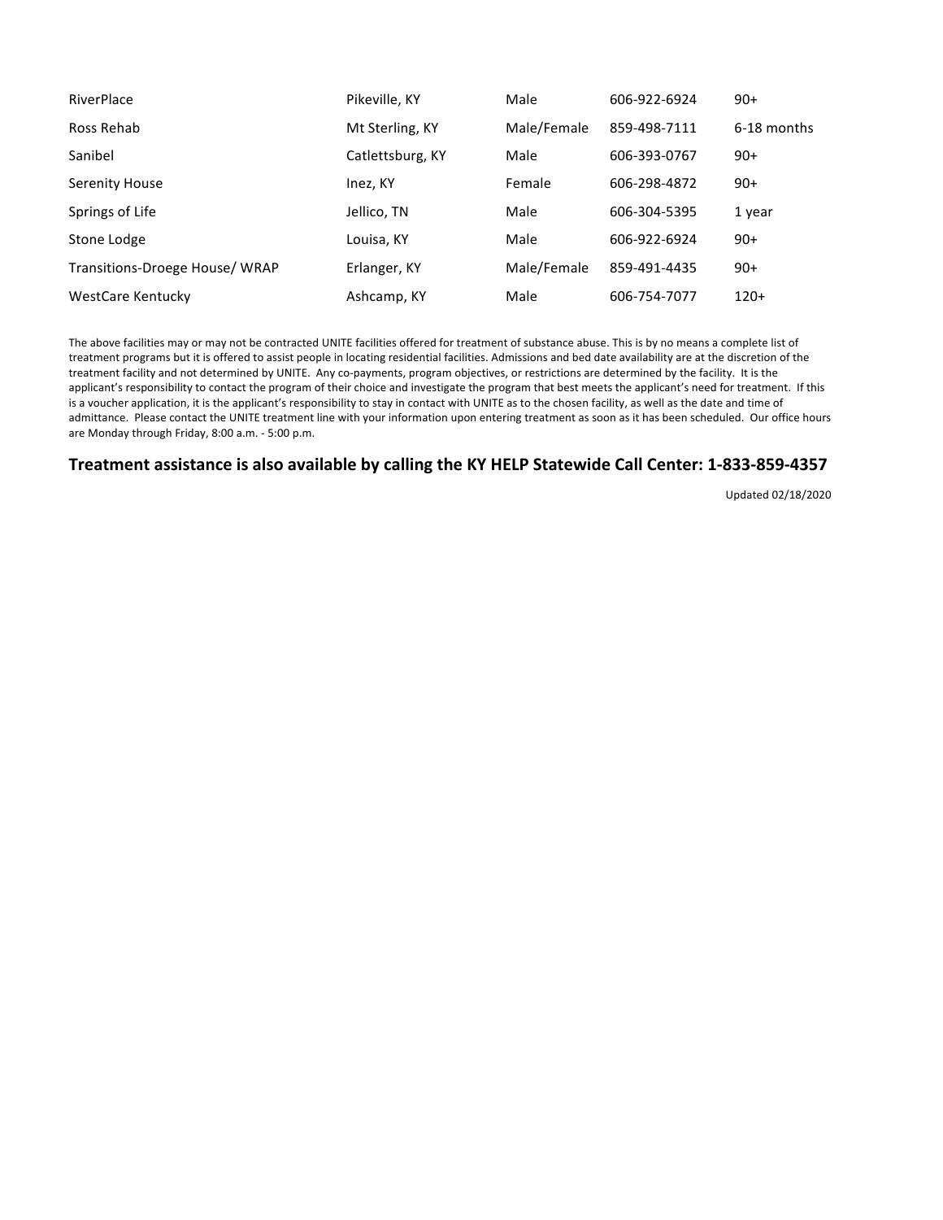| | | | | |
|---|---|---|---|---|
| RiverPlace | Pikeville, KY | Male | 606-922-6924 | 90+ |
| Ross Rehab | Mt Sterling, KY | Male/Female | 859-498-7111 | 6-18 months |
| Sanibel | Catlettsburg, KY | Male | 606-393-0767 | 90+ |
| Serenity House | Inez, KY | Female | 606-298-4872 | 90+ |
| Springs of Life | Jellico, TN | Male | 606-304-5395 | 1 year |
| Stone Lodge | Louisa, KY | Male | 606-922-6924 | 90+ |
| Transitions-Droege House/ WRAP | Erlanger, KY | Male/Female | 859-491-4435 | 90+ |
| WestCare Kentucky | Ashcamp, KY | Male | 606-754-7077 | 120+ |

The above facilities may or may not be contracted UNITE facilities offered for treatment of substance abuse. This is by no means a complete list of treatment programs but it is offered to assist people in locating residential facilities. Admissions and bed date availability are at the discretion of the treatment facility and not determined by UNITE. Any co-payments, program objectives, or restrictions are determined by the facility. It is the applicant's responsibility to contact the program of their choice and investigate the program that best meets the applicant's need for treatment. If this is a voucher application, it is the applicant's responsibility to stay in contact with UNITE as to the chosen facility, as well as the date and time of admittance. Please contact the UNITE treatment line with your information upon entering treatment as soon as it has been scheduled. Our office hours are Monday through Friday, 8:00 a.m. - 5:00 p.m.

**Treatment assistance is also available by calling the KY HELP Statewide Call Center: 1-833-859-4357**

Updated 02/18/2020